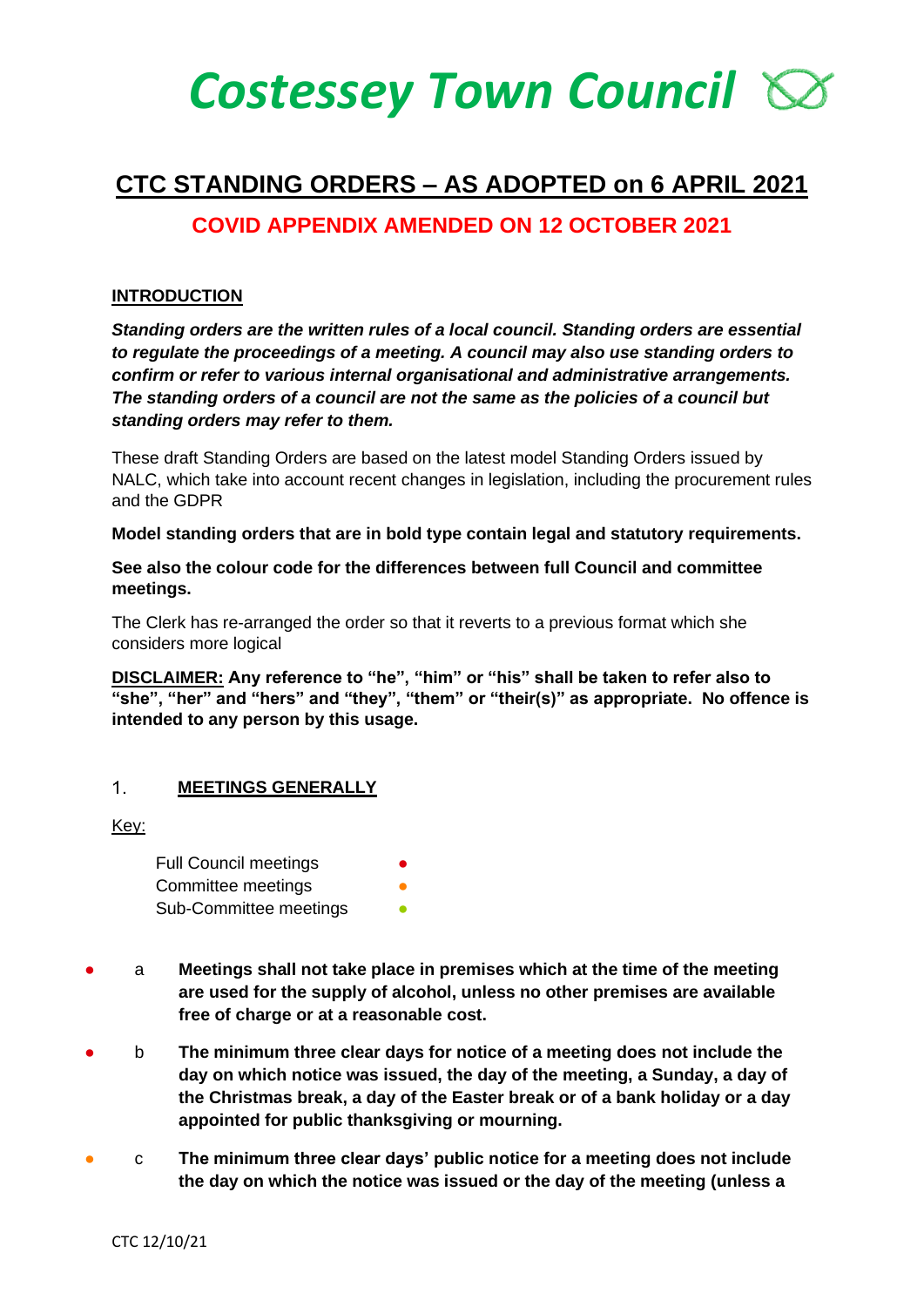# *Costessey Town Council*

## CTC STANDING ORDERS – AS ADOPTED on 6 APRIL 2021

### COVID APPENDIX AMENDED ON 12 OCTOBER 2021

**INTRODUCTION**

***Standing orders are the written rules of a local council. Standing orders are essential to regulate the proceedings of a meeting. A council may also use standing orders to confirm or refer to various internal organisational and administrative arrangements. The standing orders of a council are not the same as the policies of a council but standing orders may refer to them.***

These draft Standing Orders are based on the latest model Standing Orders issued by NALC, which take into account recent changes in legislation, including the procurement rules and the GDPR

**Model standing orders that are in bold type contain legal and statutory requirements.**

**See also the colour code for the differences between full Council and committee meetings.**

The Clerk has re-arranged the order so that it reverts to a previous format which she considers more logical

**DISCLAIMER: Any reference to "he", "him" or "his" shall be taken to refer also to "she", "her" and "hers" and "they", "them" or "their(s)" as appropriate. No offence is intended to any person by this usage.**

1. **MEETINGS GENERALLY**

Key:

- Full Council meetings ●
- Committee meetings ●
- Sub-Committee meetings ●

● a **Meetings shall not take place in premises which at the time of the meeting are used for the supply of alcohol, unless no other premises are available free of charge or at a reasonable cost.**

● b **The minimum three clear days for notice of a meeting does not include the day on which notice was issued, the day of the meeting, a Sunday, a day of the Christmas break, a day of the Easter break or of a bank holiday or a day appointed for public thanksgiving or mourning.**

● c **The minimum three clear days' public notice for a meeting does not include the day on which the notice was issued or the day of the meeting (unless a**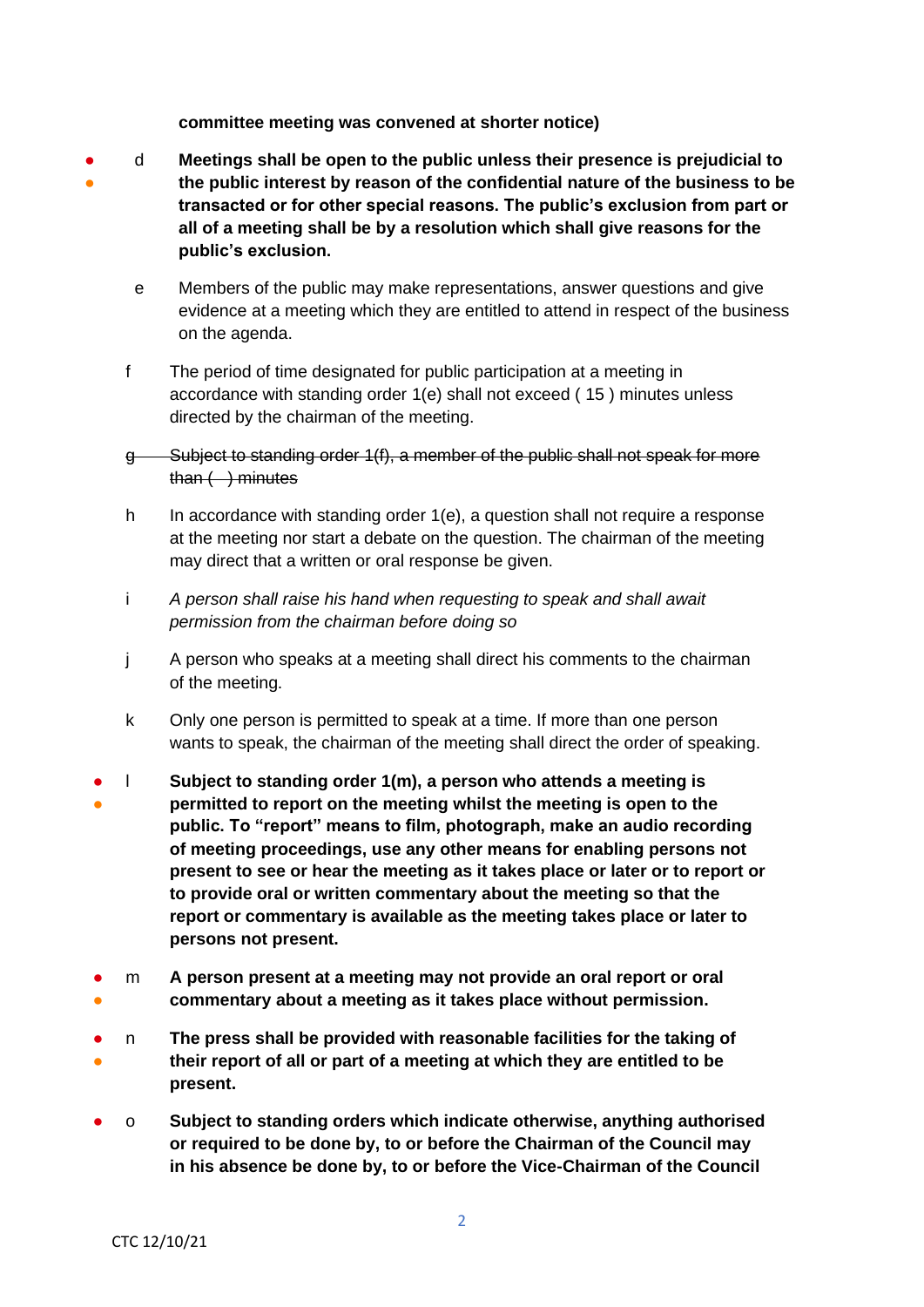**committee meeting was convened at shorter notice)**

- ● ● d **Meetings shall be open to the public unless their presence is prejudicial to the public interest by reason of the confidential nature of the business to be transacted or for other special reasons. The public's exclusion from part or all of a meeting shall be by a resolution which shall give reasons for the public's exclusion.**

e Members of the public may make representations, answer questions and give evidence at a meeting which they are entitled to attend in respect of the business on the agenda.

f The period of time designated for public participation at a meeting in accordance with standing order 1(e) shall not exceed ( 15 ) minutes unless directed by the chairman of the meeting.

~~g Subject to standing order 1(f), a member of the public shall not speak for more than (  ) minutes~~

h In accordance with standing order 1(e), a question shall not require a response at the meeting nor start a debate on the question. The chairman of the meeting may direct that a written or oral response be given.

i *A person shall raise his hand when requesting to speak and shall await permission from the chairman before doing so*

j A person who speaks at a meeting shall direct his comments to the chairman of the meeting.

k Only one person is permitted to speak at a time. If more than one person wants to speak, the chairman of the meeting shall direct the order of speaking.

● ● l **Subject to standing order 1(m), a person who attends a meeting is permitted to report on the meeting whilst the meeting is open to the public. To "report" means to film, photograph, make an audio recording of meeting proceedings, use any other means for enabling persons not present to see or hear the meeting as it takes place or later or to report or to provide oral or written commentary about the meeting so that the report or commentary is available as the meeting takes place or later to persons not present.**

● ● m **A person present at a meeting may not provide an oral report or oral commentary about a meeting as it takes place without permission.**

● ● n **The press shall be provided with reasonable facilities for the taking of their report of all or part of a meeting at which they are entitled to be present.**

● o **Subject to standing orders which indicate otherwise, anything authorised or required to be done by, to or before the Chairman of the Council may in his absence be done by, to or before the Vice-Chairman of the Council**

CTC 12/10/21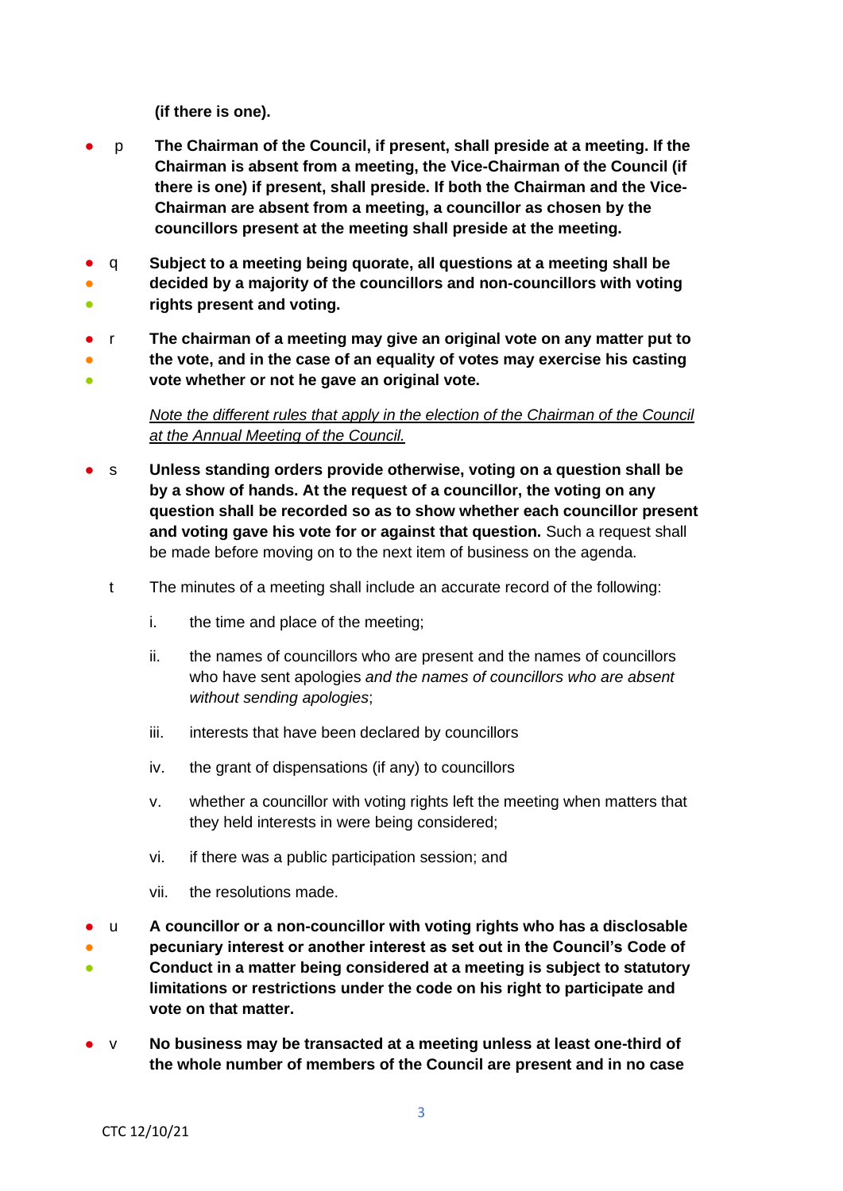**(if there is one).**

- p **The Chairman of the Council, if present, shall preside at a meeting. If the Chairman is absent from a meeting, the Vice-Chairman of the Council (if there is one) if present, shall preside. If both the Chairman and the Vice-Chairman are absent from a meeting, a councillor as chosen by the councillors present at the meeting shall preside at the meeting.**

- q **Subject to a meeting being quorate, all questions at a meeting shall be decided by a majority of the councillors and non-councillors with voting rights present and voting.**

- r **The chairman of a meeting may give an original vote on any matter put to the vote, and in the case of an equality of votes may exercise his casting vote whether or not he gave an original vote.**

  *Note the different rules that apply in the election of the Chairman of the Council at the Annual Meeting of the Council.*

- s **Unless standing orders provide otherwise, voting on a question shall be by a show of hands. At the request of a councillor, the voting on any question shall be recorded so as to show whether each councillor present and voting gave his vote for or against that question.** Such a request shall be made before moving on to the next item of business on the agenda.

- t The minutes of a meeting shall include an accurate record of the following:

  i. the time and place of the meeting;

  ii. the names of councillors who are present and the names of councillors who have sent apologies *and the names of councillors who are absent without sending apologies*;

  iii. interests that have been declared by councillors

  iv. the grant of dispensations (if any) to councillors

  v. whether a councillor with voting rights left the meeting when matters that they held interests in were being considered;

  vi. if there was a public participation session; and

  vii. the resolutions made.

- u **A councillor or a non-councillor with voting rights who has a disclosable pecuniary interest or another interest as set out in the Council's Code of Conduct in a matter being considered at a meeting is subject to statutory limitations or restrictions under the code on his right to participate and vote on that matter.**

- v **No business may be transacted at a meeting unless at least one-third of the whole number of members of the Council are present and in no case**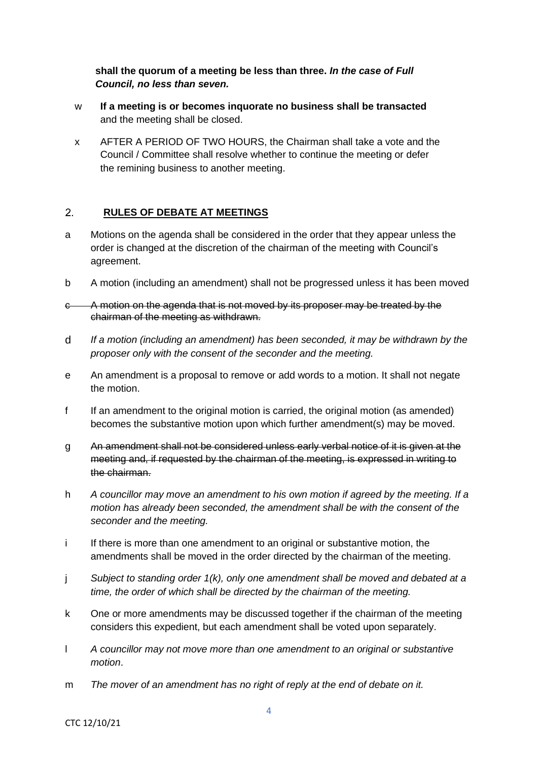**shall the quorum of a meeting be less than three.** ***In the case of Full Council, no less than seven.***

w **If a meeting is or becomes inquorate no business shall be transacted** and the meeting shall be closed.

x AFTER A PERIOD OF TWO HOURS, the Chairman shall take a vote and the Council / Committee shall resolve whether to continue the meeting or defer the remining business to another meeting.

## 2. RULES OF DEBATE AT MEETINGS

a Motions on the agenda shall be considered in the order that they appear unless the order is changed at the discretion of the chairman of the meeting with Council's agreement.

b A motion (including an amendment) shall not be progressed unless it has been moved

~~c A motion on the agenda that is not moved by its proposer may be treated by the chairman of the meeting as withdrawn.~~

d *If a motion (including an amendment) has been seconded, it may be withdrawn by the proposer only with the consent of the seconder and the meeting.*

e An amendment is a proposal to remove or add words to a motion. It shall not negate the motion.

f If an amendment to the original motion is carried, the original motion (as amended) becomes the substantive motion upon which further amendment(s) may be moved.

g ~~An amendment shall not be considered unless early verbal notice of it is given at the meeting and, if requested by the chairman of the meeting, is expressed in writing to the chairman.~~

h *A councillor may move an amendment to his own motion if agreed by the meeting. If a motion has already been seconded, the amendment shall be with the consent of the seconder and the meeting.*

i If there is more than one amendment to an original or substantive motion, the amendments shall be moved in the order directed by the chairman of the meeting.

j *Subject to standing order 1(k), only one amendment shall be moved and debated at a time, the order of which shall be directed by the chairman of the meeting.*

k One or more amendments may be discussed together if the chairman of the meeting considers this expedient, but each amendment shall be voted upon separately.

l *A councillor may not move more than one amendment to an original or substantive motion*.

m *The mover of an amendment has no right of reply at the end of debate on it.*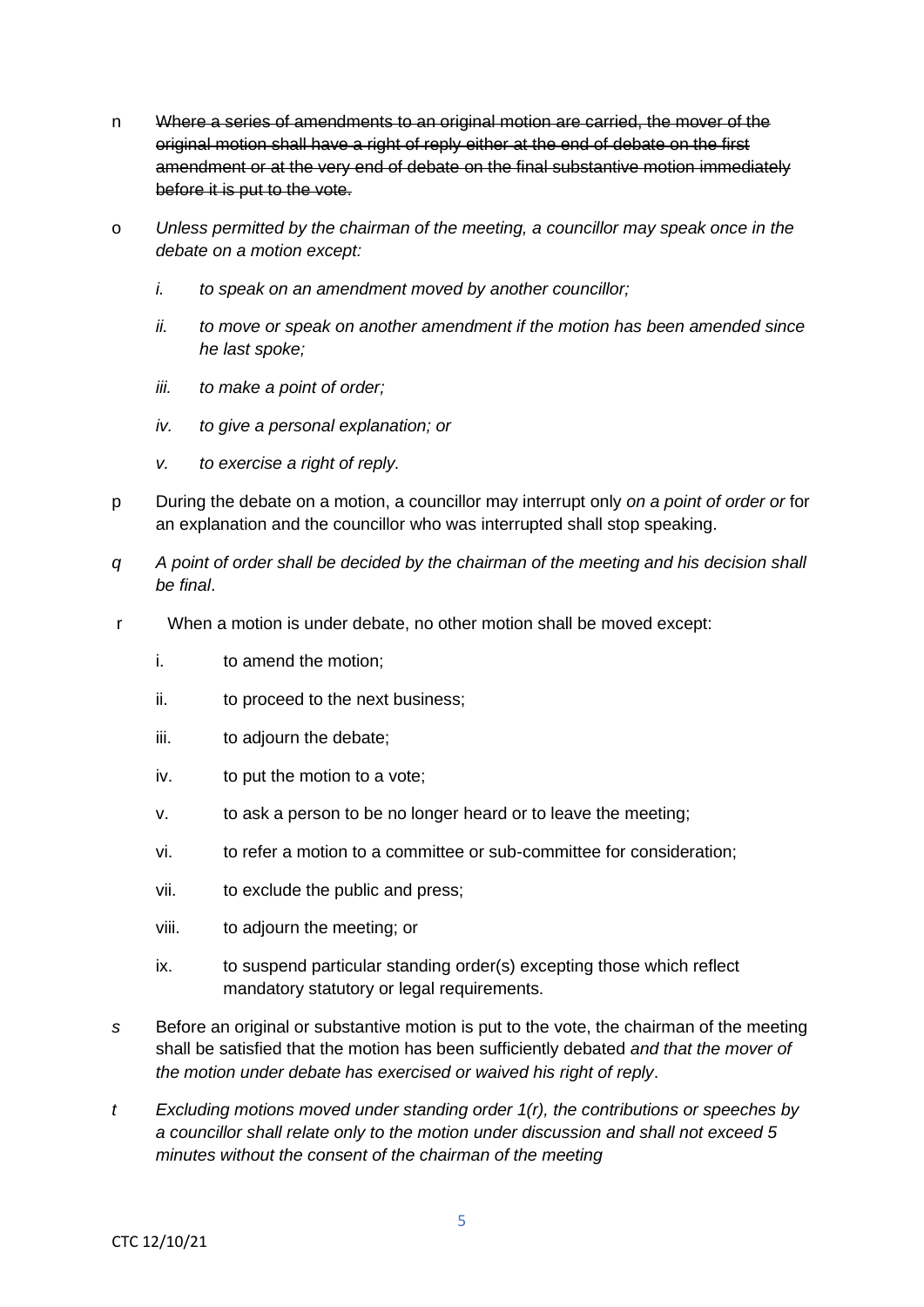n ~~Where a series of amendments to an original motion are carried, the mover of the original motion shall have a right of reply either at the end of debate on the first amendment or at the very end of debate on the final substantive motion immediately before it is put to the vote.~~

o *Unless permitted by the chairman of the meeting, a councillor may speak once in the debate on a motion except:*

*i. to speak on an amendment moved by another councillor;*

*ii. to move or speak on another amendment if the motion has been amended since he last spoke;*

*iii. to make a point of order;*

*iv. to give a personal explanation; or*

*v. to exercise a right of reply.*

p During the debate on a motion, a councillor may interrupt only *on a point of order or* for an explanation and the councillor who was interrupted shall stop speaking.

*q A point of order shall be decided by the chairman of the meeting and his decision shall be final*.

r When a motion is under debate, no other motion shall be moved except:

i. to amend the motion;

ii. to proceed to the next business;

iii. to adjourn the debate;

iv. to put the motion to a vote;

v. to ask a person to be no longer heard or to leave the meeting;

vi. to refer a motion to a committee or sub-committee for consideration;

vii. to exclude the public and press;

viii. to adjourn the meeting; or

ix. to suspend particular standing order(s) excepting those which reflect mandatory statutory or legal requirements.

*s* Before an original or substantive motion is put to the vote, the chairman of the meeting shall be satisfied that the motion has been sufficiently debated *and that the mover of the motion under debate has exercised or waived his right of reply*.

*t Excluding motions moved under standing order 1(r), the contributions or speeches by a councillor shall relate only to the motion under discussion and shall not exceed 5 minutes without the consent of the chairman of the meeting*

CTC 12/10/21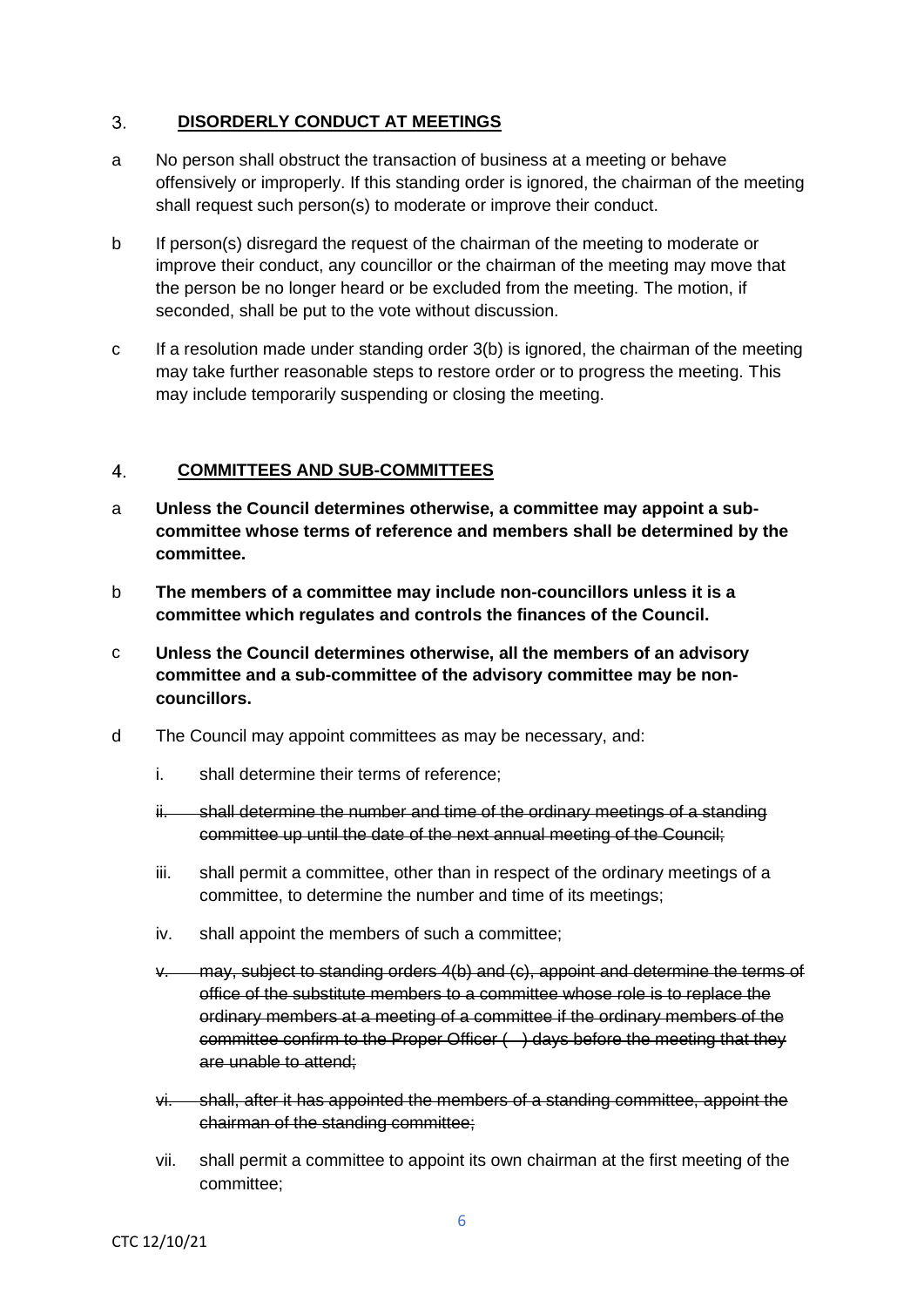## 3. DISORDERLY CONDUCT AT MEETINGS

a No person shall obstruct the transaction of business at a meeting or behave offensively or improperly. If this standing order is ignored, the chairman of the meeting shall request such person(s) to moderate or improve their conduct.

b If person(s) disregard the request of the chairman of the meeting to moderate or improve their conduct, any councillor or the chairman of the meeting may move that the person be no longer heard or be excluded from the meeting. The motion, if seconded, shall be put to the vote without discussion.

c If a resolution made under standing order 3(b) is ignored, the chairman of the meeting may take further reasonable steps to restore order or to progress the meeting. This may include temporarily suspending or closing the meeting.

## 4. COMMITTEES AND SUB-COMMITTEES

a **Unless the Council determines otherwise, a committee may appoint a sub-committee whose terms of reference and members shall be determined by the committee.**

b **The members of a committee may include non-councillors unless it is a committee which regulates and controls the finances of the Council.**

c **Unless the Council determines otherwise, all the members of an advisory committee and a sub-committee of the advisory committee may be non-councillors.**

d The Council may appoint committees as may be necessary, and:

   i. shall determine their terms of reference;

   ~~ii. shall determine the number and time of the ordinary meetings of a standing committee up until the date of the next annual meeting of the Council;~~

   iii. shall permit a committee, other than in respect of the ordinary meetings of a committee, to determine the number and time of its meetings;

   iv. shall appoint the members of such a committee;

   ~~v. may, subject to standing orders 4(b) and (c), appoint and determine the terms of office of the substitute members to a committee whose role is to replace the ordinary members at a meeting of a committee if the ordinary members of the committee confirm to the Proper Officer ( ) days before the meeting that they are unable to attend;~~

   ~~vi. shall, after it has appointed the members of a standing committee, appoint the chairman of the standing committee;~~

   vii. shall permit a committee to appoint its own chairman at the first meeting of the committee;

CTC 12/10/21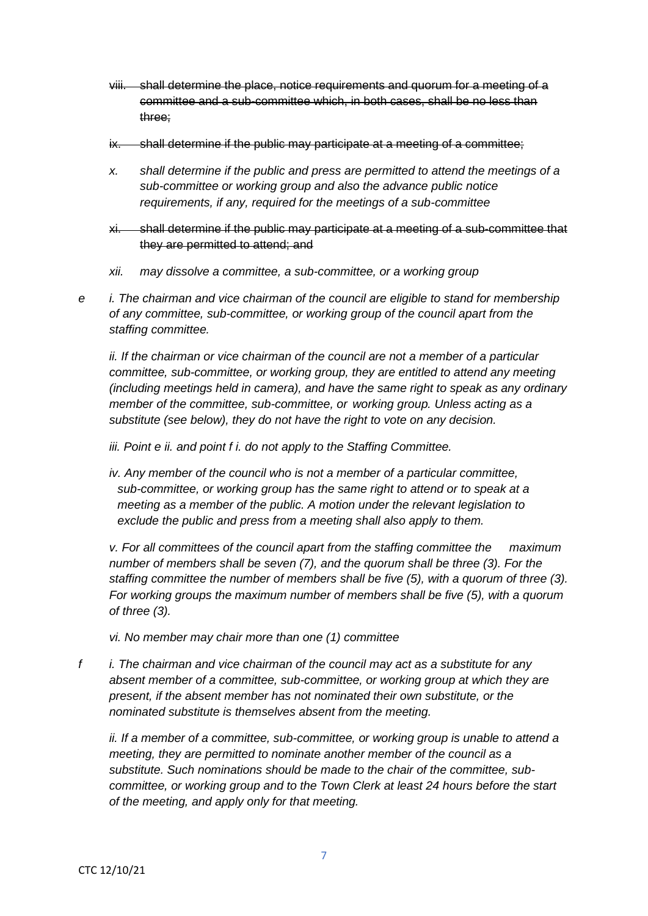viii. ~~shall determine the place, notice requirements and quorum for a meeting of a committee and a sub-committee which, in both cases, shall be no less than three;~~

ix. ~~shall determine if the public may participate at a meeting of a committee;~~

x. *shall determine if the public and press are permitted to attend the meetings of a sub-committee or working group and also the advance public notice requirements, if any, required for the meetings of a sub-committee*

xi. ~~shall determine if the public may participate at a meeting of a sub-committee that they are permitted to attend; and~~

xii. *may dissolve a committee, a sub-committee, or a working group*

e *i. The chairman and vice chairman of the council are eligible to stand for membership of any committee, sub-committee, or working group of the council apart from the staffing committee.*

*ii. If the chairman or vice chairman of the council are not a member of a particular committee, sub-committee, or working group, they are entitled to attend any meeting (including meetings held in camera), and have the same right to speak as any ordinary member of the committee, sub-committee, or working group. Unless acting as a substitute (see below), they do not have the right to vote on any decision.*

*iii. Point e ii. and point f i. do not apply to the Staffing Committee.*

*iv. Any member of the council who is not a member of a particular committee, sub-committee, or working group has the same right to attend or to speak at a meeting as a member of the public. A motion under the relevant legislation to exclude the public and press from a meeting shall also apply to them.*

*v. For all committees of the council apart from the staffing committee the maximum number of members shall be seven (7), and the quorum shall be three (3). For the staffing committee the number of members shall be five (5), with a quorum of three (3). For working groups the maximum number of members shall be five (5), with a quorum of three (3).*

*vi. No member may chair more than one (1) committee*

f *i. The chairman and vice chairman of the council may act as a substitute for any absent member of a committee, sub-committee, or working group at which they are present, if the absent member has not nominated their own substitute, or the nominated substitute is themselves absent from the meeting.*

*ii. If a member of a committee, sub-committee, or working group is unable to attend a meeting, they are permitted to nominate another member of the council as a substitute. Such nominations should be made to the chair of the committee, sub-committee, or working group and to the Town Clerk at least 24 hours before the start of the meeting, and apply only for that meeting.*

CTC 12/10/21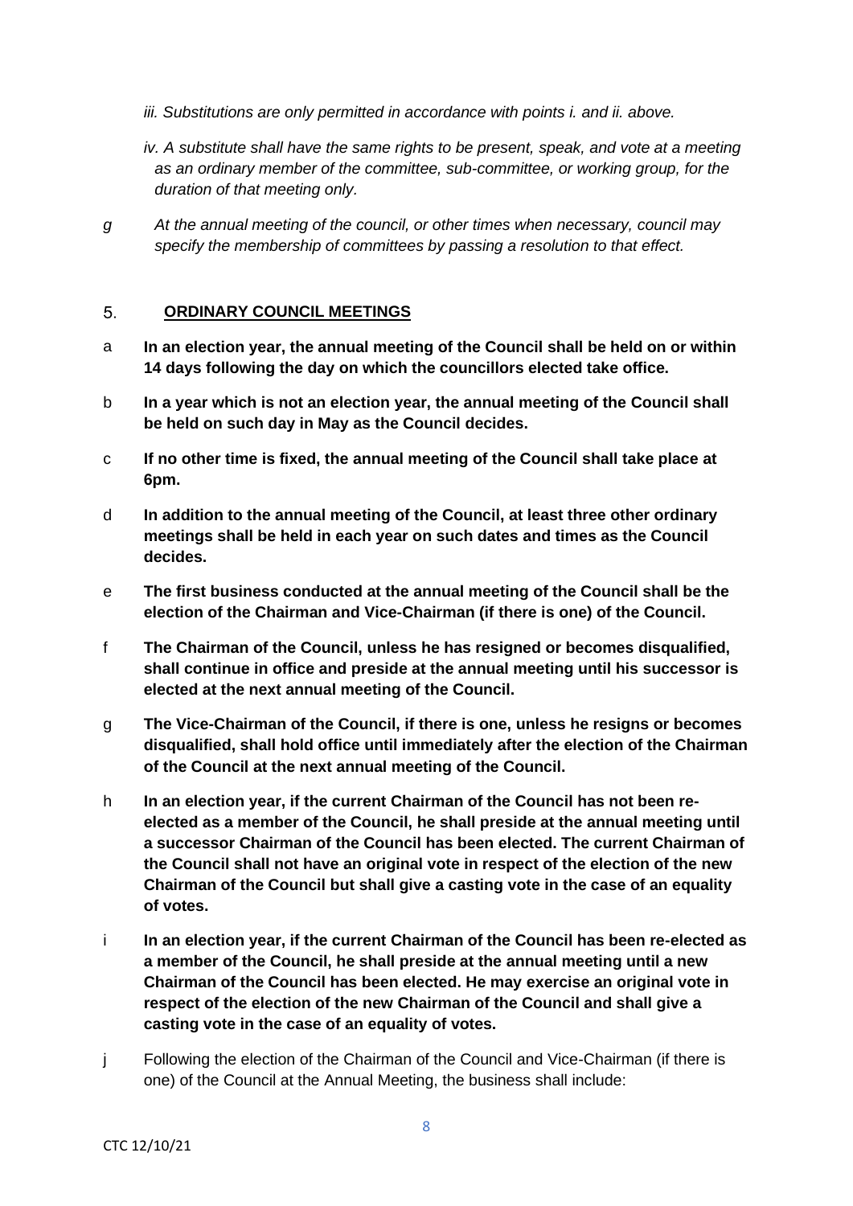*iii. Substitutions are only permitted in accordance with points i. and ii. above.*

*iv. A substitute shall have the same rights to be present, speak, and vote at a meeting as an ordinary member of the committee, sub-committee, or working group, for the duration of that meeting only.*

*g At the annual meeting of the council, or other times when necessary, council may specify the membership of committees by passing a resolution to that effect.*

## 5. **ORDINARY COUNCIL MEETINGS**

a **In an election year, the annual meeting of the Council shall be held on or within 14 days following the day on which the councillors elected take office.**

b **In a year which is not an election year, the annual meeting of the Council shall be held on such day in May as the Council decides.**

c **If no other time is fixed, the annual meeting of the Council shall take place at 6pm.**

d **In addition to the annual meeting of the Council, at least three other ordinary meetings shall be held in each year on such dates and times as the Council decides.**

e **The first business conducted at the annual meeting of the Council shall be the election of the Chairman and Vice-Chairman (if there is one) of the Council.**

f **The Chairman of the Council, unless he has resigned or becomes disqualified, shall continue in office and preside at the annual meeting until his successor is elected at the next annual meeting of the Council.**

g **The Vice-Chairman of the Council, if there is one, unless he resigns or becomes disqualified, shall hold office until immediately after the election of the Chairman of the Council at the next annual meeting of the Council.**

h **In an election year, if the current Chairman of the Council has not been re-elected as a member of the Council, he shall preside at the annual meeting until a successor Chairman of the Council has been elected. The current Chairman of the Council shall not have an original vote in respect of the election of the new Chairman of the Council but shall give a casting vote in the case of an equality of votes.**

i **In an election year, if the current Chairman of the Council has been re-elected as a member of the Council, he shall preside at the annual meeting until a new Chairman of the Council has been elected. He may exercise an original vote in respect of the election of the new Chairman of the Council and shall give a casting vote in the case of an equality of votes.**

j Following the election of the Chairman of the Council and Vice-Chairman (if there is one) of the Council at the Annual Meeting, the business shall include: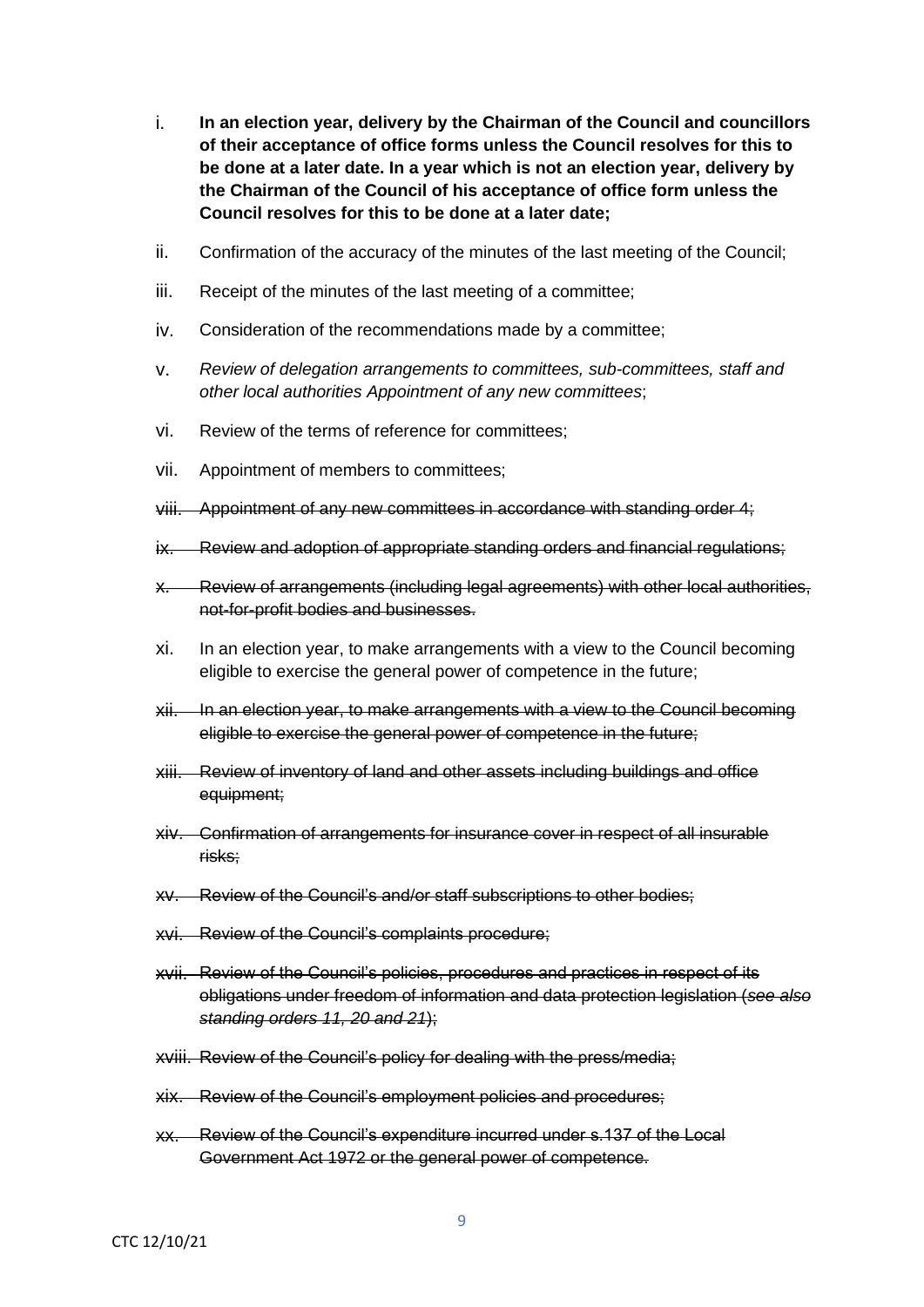i. **In an election year, delivery by the Chairman of the Council and councillors of their acceptance of office forms unless the Council resolves for this to be done at a later date. In a year which is not an election year, delivery by the Chairman of the Council of his acceptance of office form unless the Council resolves for this to be done at a later date;**

ii. Confirmation of the accuracy of the minutes of the last meeting of the Council;

iii. Receipt of the minutes of the last meeting of a committee;

iv. Consideration of the recommendations made by a committee;

v. *Review of delegation arrangements to committees, sub-committees, staff and other local authorities Appointment of any new committees*;

vi. Review of the terms of reference for committees;

vii. Appointment of members to committees;

viii. ~~Appointment of any new committees in accordance with standing order 4;~~

ix. ~~Review and adoption of appropriate standing orders and financial regulations;~~

x. ~~Review of arrangements (including legal agreements) with other local authorities, not-for-profit bodies and businesses.~~

xi. In an election year, to make arrangements with a view to the Council becoming eligible to exercise the general power of competence in the future;

xii. ~~In an election year, to make arrangements with a view to the Council becoming eligible to exercise the general power of competence in the future;~~

xiii. ~~Review of inventory of land and other assets including buildings and office equipment;~~

xiv. ~~Confirmation of arrangements for insurance cover in respect of all insurable risks;~~

xv. ~~Review of the Council's and/or staff subscriptions to other bodies;~~

xvi. ~~Review of the Council's complaints procedure;~~

xvii. ~~Review of the Council's policies, procedures and practices in respect of its obligations under freedom of information and data protection legislation (*see also standing orders 11, 20 and 21*);~~

xviii. ~~Review of the Council's policy for dealing with the press/media;~~

xix. ~~Review of the Council's employment policies and procedures;~~

xx. ~~Review of the Council's expenditure incurred under s.137 of the Local Government Act 1972 or the general power of competence.~~

CTC 12/10/21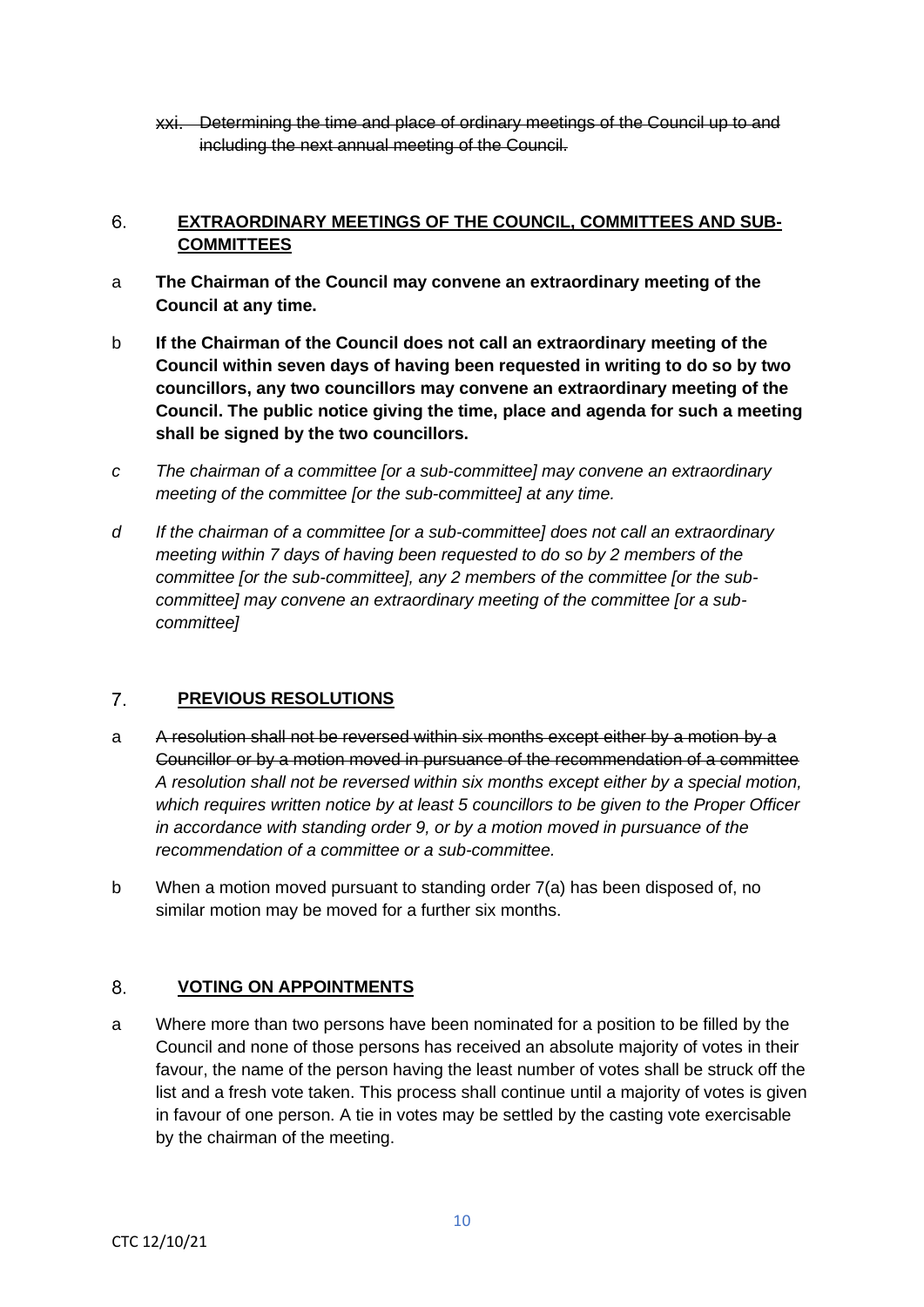xxi. ~~Determining the time and place of ordinary meetings of the Council up to and including the next annual meeting of the Council.~~

## 6. EXTRAORDINARY MEETINGS OF THE COUNCIL, COMMITTEES AND SUB-COMMITTEES

a **The Chairman of the Council may convene an extraordinary meeting of the Council at any time.**

b **If the Chairman of the Council does not call an extraordinary meeting of the Council within seven days of having been requested in writing to do so by two councillors, any two councillors may convene an extraordinary meeting of the Council. The public notice giving the time, place and agenda for such a meeting shall be signed by the two councillors.**

c *The chairman of a committee [or a sub-committee] may convene an extraordinary meeting of the committee [or the sub-committee] at any time.*

d *If the chairman of a committee [or a sub-committee] does not call an extraordinary meeting within 7 days of having been requested to do so by 2 members of the committee [or the sub-committee], any 2 members of the committee [or the sub-committee] may convene an extraordinary meeting of the committee [or a sub-committee]*

## 7. PREVIOUS RESOLUTIONS

a ~~A resolution shall not be reversed within six months except either by a motion by a Councillor or by a motion moved in pursuance of the recommendation of a committee~~ *A resolution shall not be reversed within six months except either by a special motion, which requires written notice by at least 5 councillors to be given to the Proper Officer in accordance with standing order 9, or by a motion moved in pursuance of the recommendation of a committee or a sub-committee.*

b When a motion moved pursuant to standing order 7(a) has been disposed of, no similar motion may be moved for a further six months.

## 8. VOTING ON APPOINTMENTS

a Where more than two persons have been nominated for a position to be filled by the Council and none of those persons has received an absolute majority of votes in their favour, the name of the person having the least number of votes shall be struck off the list and a fresh vote taken. This process shall continue until a majority of votes is given in favour of one person. A tie in votes may be settled by the casting vote exercisable by the chairman of the meeting.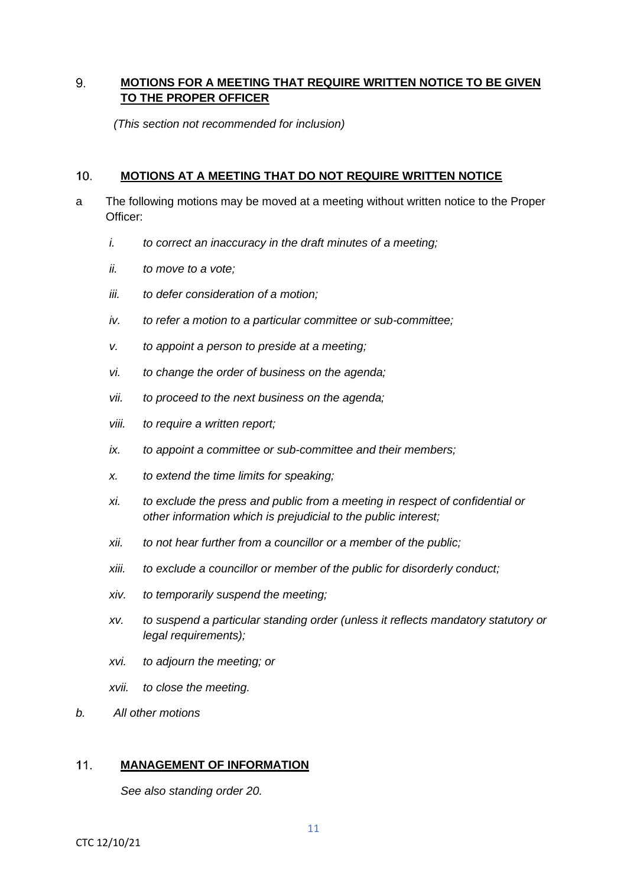## 9. **MOTIONS FOR A MEETING THAT REQUIRE WRITTEN NOTICE TO BE GIVEN TO THE PROPER OFFICER**

*(This section not recommended for inclusion)*

## 10. **MOTIONS AT A MEETING THAT DO NOT REQUIRE WRITTEN NOTICE**

a The following motions may be moved at a meeting without written notice to the Proper Officer:

- *i. to correct an inaccuracy in the draft minutes of a meeting;*
- *ii. to move to a vote;*
- *iii. to defer consideration of a motion;*
- *iv. to refer a motion to a particular committee or sub-committee;*
- *v. to appoint a person to preside at a meeting;*
- *vi. to change the order of business on the agenda;*
- *vii. to proceed to the next business on the agenda;*
- *viii. to require a written report;*
- *ix. to appoint a committee or sub-committee and their members;*
- *x. to extend the time limits for speaking;*
- *xi. to exclude the press and public from a meeting in respect of confidential or other information which is prejudicial to the public interest;*
- *xii. to not hear further from a councillor or a member of the public;*
- *xiii. to exclude a councillor or member of the public for disorderly conduct;*
- *xiv. to temporarily suspend the meeting;*
- *xv. to suspend a particular standing order (unless it reflects mandatory statutory or legal requirements);*
- *xvi. to adjourn the meeting; or*
- *xvii. to close the meeting.*

*b. All other motions*

## 11. **MANAGEMENT OF INFORMATION**

*See also standing order 20.*

CTC 12/10/21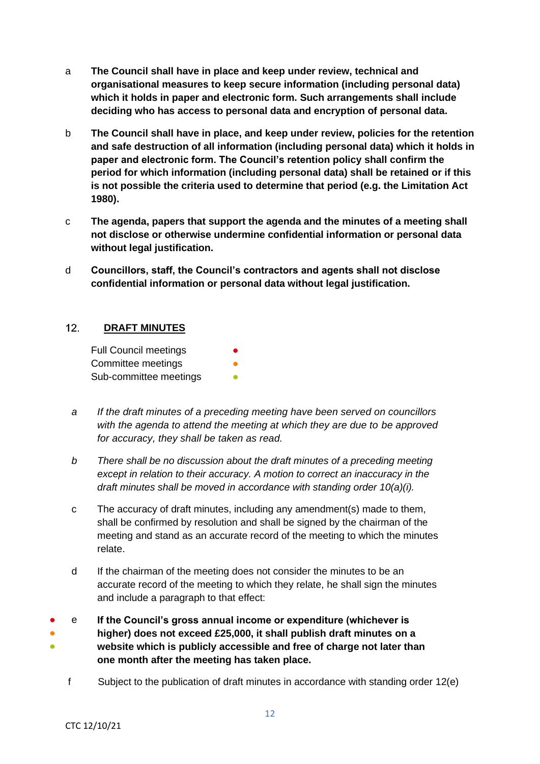a **The Council shall have in place and keep under review, technical and organisational measures to keep secure information (including personal data) which it holds in paper and electronic form. Such arrangements shall include deciding who has access to personal data and encryption of personal data.**

b **The Council shall have in place, and keep under review, policies for the retention and safe destruction of all information (including personal data) which it holds in paper and electronic form. The Council's retention policy shall confirm the period for which information (including personal data) shall be retained or if this is not possible the criteria used to determine that period (e.g. the Limitation Act 1980).**

c **The agenda, papers that support the agenda and the minutes of a meeting shall not disclose or otherwise undermine confidential information or personal data without legal justification.**

d **Councillors, staff, the Council's contractors and agents shall not disclose confidential information or personal data without legal justification.**

## 12. DRAFT MINUTES

Full Council meetings ●
Committee meetings ●
Sub-committee meetings ●

*a* *If the draft minutes of a preceding meeting have been served on councillors with the agenda to attend the meeting at which they are due to be approved for accuracy, they shall be taken as read.*

*b* *There shall be no discussion about the draft minutes of a preceding meeting except in relation to their accuracy. A motion to correct an inaccuracy in the draft minutes shall be moved in accordance with standing order 10(a)(i).*

c The accuracy of draft minutes, including any amendment(s) made to them, shall be confirmed by resolution and shall be signed by the chairman of the meeting and stand as an accurate record of the meeting to which the minutes relate.

d If the chairman of the meeting does not consider the minutes to be an accurate record of the meeting to which they relate, he shall sign the minutes and include a paragraph to that effect:

● ● ● e **If the Council's gross annual income or expenditure (whichever is higher) does not exceed £25,000, it shall publish draft minutes on a website which is publicly accessible and free of charge not later than one month after the meeting has taken place.**

f Subject to the publication of draft minutes in accordance with standing order 12(e)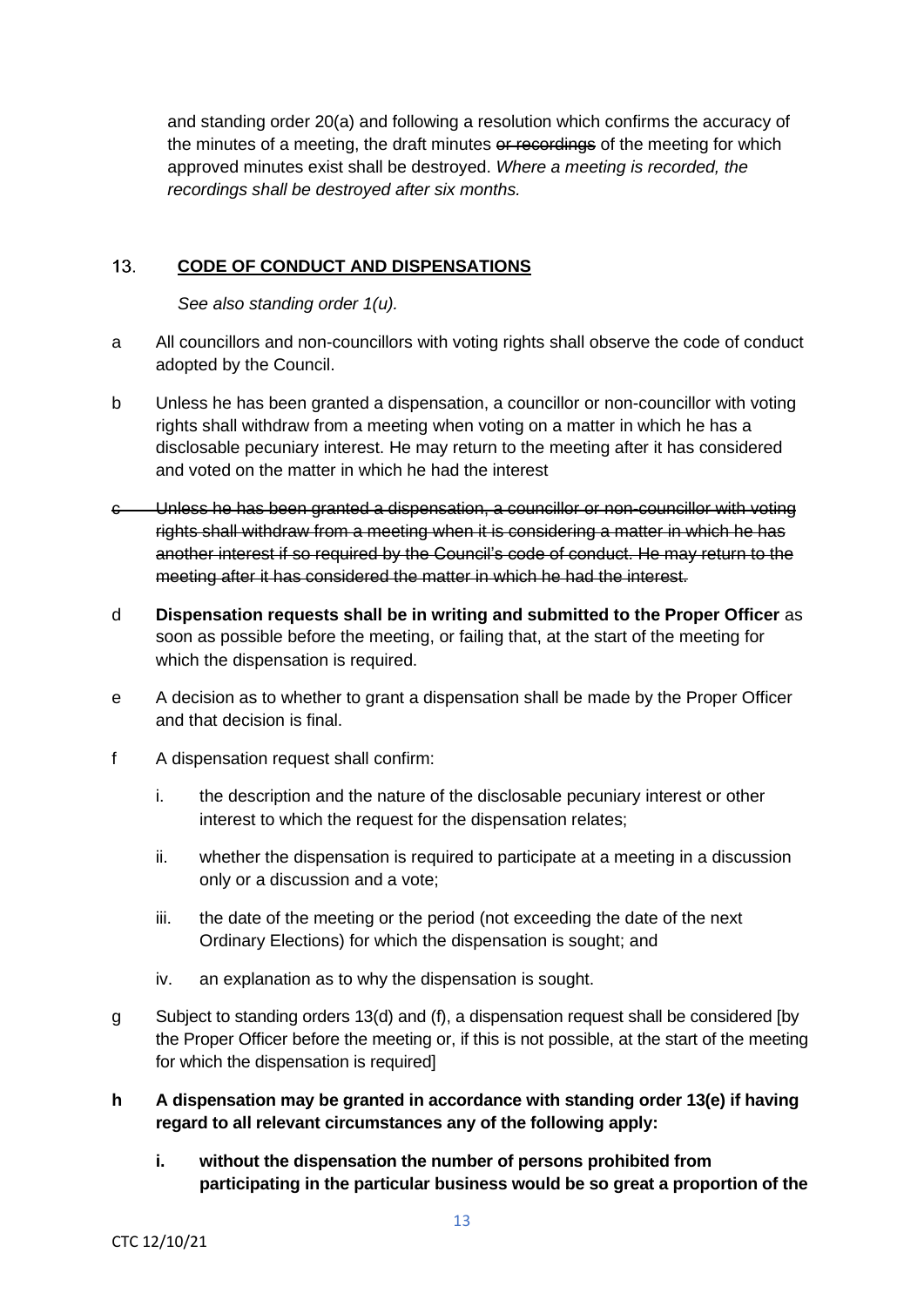and standing order 20(a) and following a resolution which confirms the accuracy of the minutes of a meeting, the draft minutes ~~or recordings~~ of the meeting for which approved minutes exist shall be destroyed. *Where a meeting is recorded, the recordings shall be destroyed after six months.*

## 13. CODE OF CONDUCT AND DISPENSATIONS

*See also standing order 1(u).*

a All councillors and non-councillors with voting rights shall observe the code of conduct adopted by the Council.

b Unless he has been granted a dispensation, a councillor or non-councillor with voting rights shall withdraw from a meeting when voting on a matter in which he has a disclosable pecuniary interest. He may return to the meeting after it has considered and voted on the matter in which he had the interest

~~c Unless he has been granted a dispensation, a councillor or non-councillor with voting rights shall withdraw from a meeting when it is considering a matter in which he has another interest if so required by the Council's code of conduct. He may return to the meeting after it has considered the matter in which he had the interest.~~

d **Dispensation requests shall be in writing and submitted to the Proper Officer** as soon as possible before the meeting, or failing that, at the start of the meeting for which the dispensation is required.

e A decision as to whether to grant a dispensation shall be made by the Proper Officer and that decision is final.

f A dispensation request shall confirm:

i. the description and the nature of the disclosable pecuniary interest or other interest to which the request for the dispensation relates;

ii. whether the dispensation is required to participate at a meeting in a discussion only or a discussion and a vote;

iii. the date of the meeting or the period (not exceeding the date of the next Ordinary Elections) for which the dispensation is sought; and

iv. an explanation as to why the dispensation is sought.

g Subject to standing orders 13(d) and (f), a dispensation request shall be considered [by the Proper Officer before the meeting or, if this is not possible, at the start of the meeting for which the dispensation is required]

**h A dispensation may be granted in accordance with standing order 13(e) if having regard to all relevant circumstances any of the following apply:**

**i. without the dispensation the number of persons prohibited from participating in the particular business would be so great a proportion of the**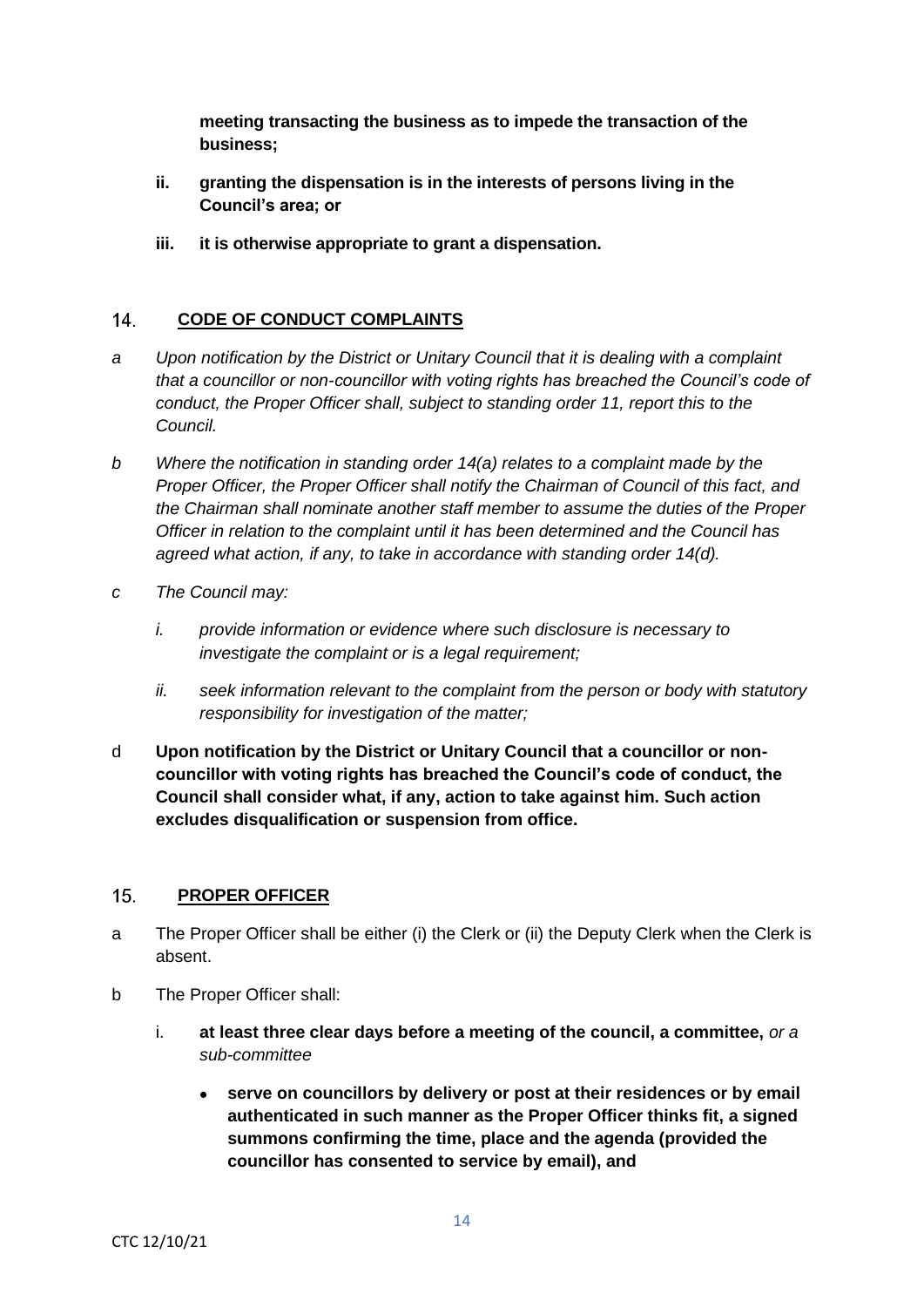**meeting transacting the business as to impede the transaction of the business;**

**ii. granting the dispensation is in the interests of persons living in the Council's area; or**

**iii. it is otherwise appropriate to grant a dispensation.**

## 14. CODE OF CONDUCT COMPLAINTS

*a Upon notification by the District or Unitary Council that it is dealing with a complaint that a councillor or non-councillor with voting rights has breached the Council's code of conduct, the Proper Officer shall, subject to standing order 11, report this to the Council.*

*b Where the notification in standing order 14(a) relates to a complaint made by the Proper Officer, the Proper Officer shall notify the Chairman of Council of this fact, and the Chairman shall nominate another staff member to assume the duties of the Proper Officer in relation to the complaint until it has been determined and the Council has agreed what action, if any, to take in accordance with standing order 14(d).*

*c The Council may:*

*i. provide information or evidence where such disclosure is necessary to investigate the complaint or is a legal requirement;*

*ii. seek information relevant to the complaint from the person or body with statutory responsibility for investigation of the matter;*

d **Upon notification by the District or Unitary Council that a councillor or non-councillor with voting rights has breached the Council's code of conduct, the Council shall consider what, if any, action to take against him. Such action excludes disqualification or suspension from office.**

## 15. PROPER OFFICER

a The Proper Officer shall be either (i) the Clerk or (ii) the Deputy Clerk when the Clerk is absent.

b The Proper Officer shall:

i. **at least three clear days before a meeting of the council, a committee,** *or a sub-committee*

- **serve on councillors by delivery or post at their residences or by email authenticated in such manner as the Proper Officer thinks fit, a signed summons confirming the time, place and the agenda (provided the councillor has consented to service by email), and**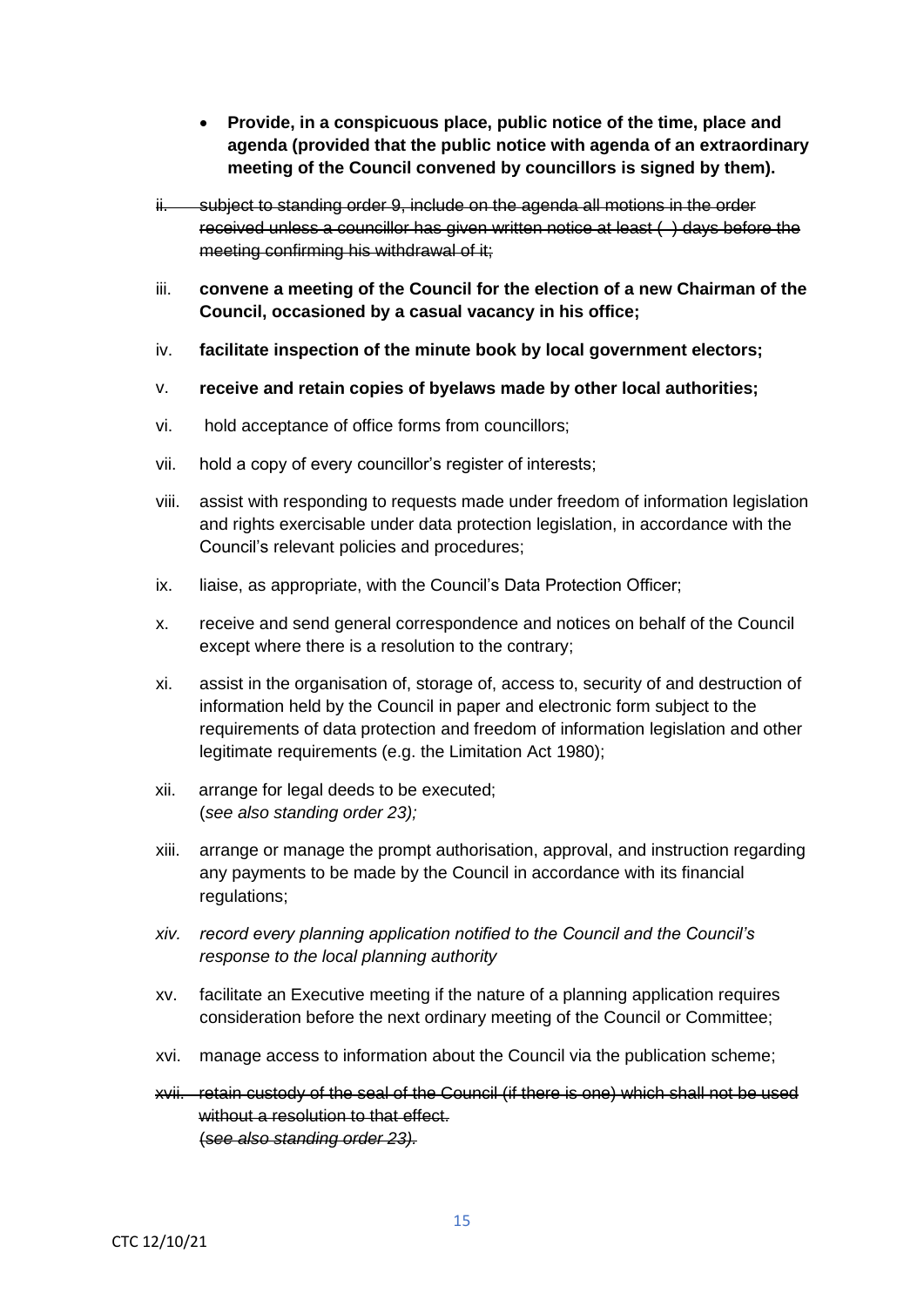- **Provide, in a conspicuous place, public notice of the time, place and agenda (provided that the public notice with agenda of an extraordinary meeting of the Council convened by councillors is signed by them).**

ii. ~~subject to standing order 9, include on the agenda all motions in the order received unless a councillor has given written notice at least ( ) days before the meeting confirming his withdrawal of it;~~

iii. **convene a meeting of the Council for the election of a new Chairman of the Council, occasioned by a casual vacancy in his office;**

iv. **facilitate inspection of the minute book by local government electors;**

v. **receive and retain copies of byelaws made by other local authorities;**

vi. hold acceptance of office forms from councillors;

vii. hold a copy of every councillor's register of interests;

viii. assist with responding to requests made under freedom of information legislation and rights exercisable under data protection legislation, in accordance with the Council's relevant policies and procedures;

ix. liaise, as appropriate, with the Council's Data Protection Officer;

x. receive and send general correspondence and notices on behalf of the Council except where there is a resolution to the contrary;

xi. assist in the organisation of, storage of, access to, security of and destruction of information held by the Council in paper and electronic form subject to the requirements of data protection and freedom of information legislation and other legitimate requirements (e.g. the Limitation Act 1980);

xii. arrange for legal deeds to be executed;
(*see also standing order 23);*

xiii. arrange or manage the prompt authorisation, approval, and instruction regarding any payments to be made by the Council in accordance with its financial regulations;

*xiv. record every planning application notified to the Council and the Council's response to the local planning authority*

xv. facilitate an Executive meeting if the nature of a planning application requires consideration before the next ordinary meeting of the Council or Committee;

xvi. manage access to information about the Council via the publication scheme;

xvii. ~~retain custody of the seal of the Council (if there is one) which shall not be used without a resolution to that effect.~~
~~(*see also standing order 23).*~~

CTC 12/10/21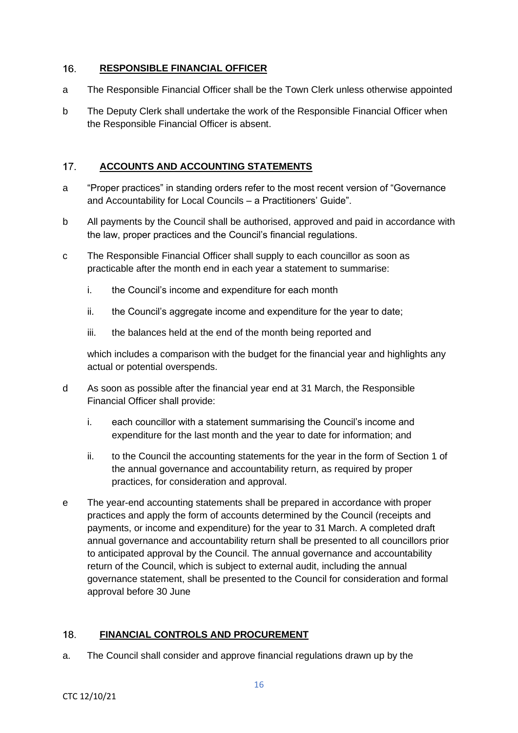## 16. RESPONSIBLE FINANCIAL OFFICER

a The Responsible Financial Officer shall be the Town Clerk unless otherwise appointed

b The Deputy Clerk shall undertake the work of the Responsible Financial Officer when the Responsible Financial Officer is absent.

## 17. ACCOUNTS AND ACCOUNTING STATEMENTS

a "Proper practices" in standing orders refer to the most recent version of "Governance and Accountability for Local Councils – a Practitioners' Guide".

b All payments by the Council shall be authorised, approved and paid in accordance with the law, proper practices and the Council's financial regulations.

c The Responsible Financial Officer shall supply to each councillor as soon as practicable after the month end in each year a statement to summarise:

   i. the Council's income and expenditure for each month

   ii. the Council's aggregate income and expenditure for the year to date;

   iii. the balances held at the end of the month being reported and

   which includes a comparison with the budget for the financial year and highlights any actual or potential overspends.

d As soon as possible after the financial year end at 31 March, the Responsible Financial Officer shall provide:

   i. each councillor with a statement summarising the Council's income and expenditure for the last month and the year to date for information; and

   ii. to the Council the accounting statements for the year in the form of Section 1 of the annual governance and accountability return, as required by proper practices, for consideration and approval.

e The year-end accounting statements shall be prepared in accordance with proper practices and apply the form of accounts determined by the Council (receipts and payments, or income and expenditure) for the year to 31 March. A completed draft annual governance and accountability return shall be presented to all councillors prior to anticipated approval by the Council. The annual governance and accountability return of the Council, which is subject to external audit, including the annual governance statement, shall be presented to the Council for consideration and formal approval before 30 June

## 18. FINANCIAL CONTROLS AND PROCUREMENT

a. The Council shall consider and approve financial regulations drawn up by the

CTC 12/10/21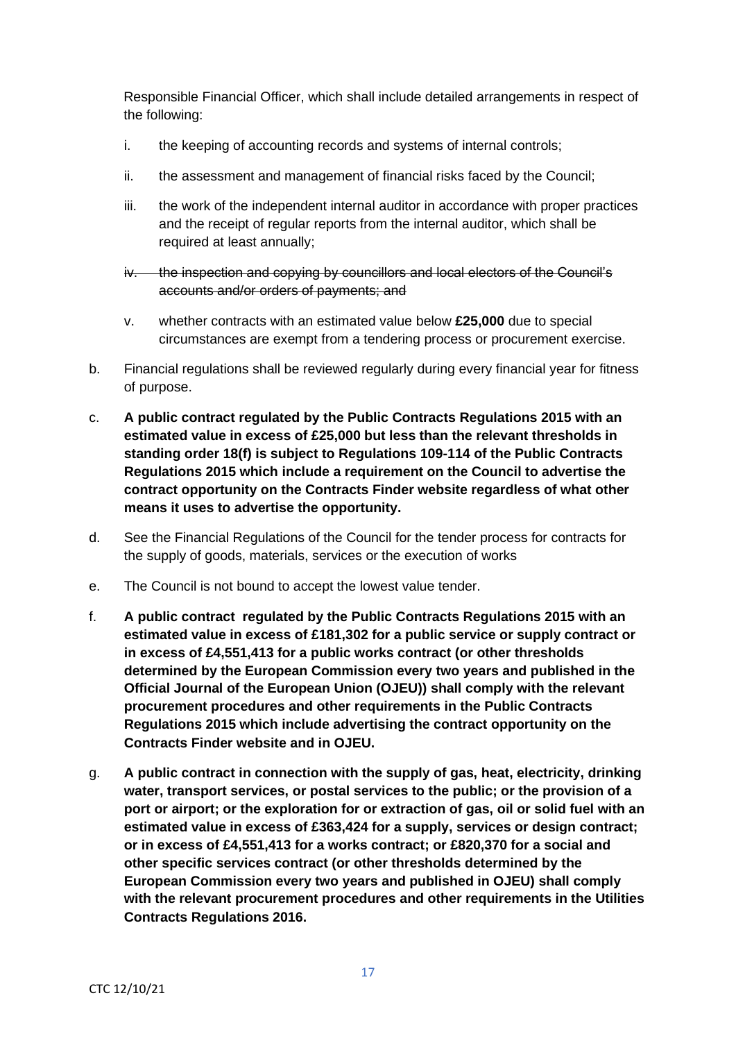Responsible Financial Officer, which shall include detailed arrangements in respect of the following:

i. the keeping of accounting records and systems of internal controls;

ii. the assessment and management of financial risks faced by the Council;

iii. the work of the independent internal auditor in accordance with proper practices and the receipt of regular reports from the internal auditor, which shall be required at least annually;

iv. ~~the inspection and copying by councillors and local electors of the Council's accounts and/or orders of payments; and~~

v. whether contracts with an estimated value below **£25,000** due to special circumstances are exempt from a tendering process or procurement exercise.

b. Financial regulations shall be reviewed regularly during every financial year for fitness of purpose.

c. **A public contract regulated by the Public Contracts Regulations 2015 with an estimated value in excess of £25,000 but less than the relevant thresholds in standing order 18(f) is subject to Regulations 109-114 of the Public Contracts Regulations 2015 which include a requirement on the Council to advertise the contract opportunity on the Contracts Finder website regardless of what other means it uses to advertise the opportunity.**

d. See the Financial Regulations of the Council for the tender process for contracts for the supply of goods, materials, services or the execution of works

e. The Council is not bound to accept the lowest value tender.

f. **A public contract regulated by the Public Contracts Regulations 2015 with an estimated value in excess of £181,302 for a public service or supply contract or in excess of £4,551,413 for a public works contract (or other thresholds determined by the European Commission every two years and published in the Official Journal of the European Union (OJEU)) shall comply with the relevant procurement procedures and other requirements in the Public Contracts Regulations 2015 which include advertising the contract opportunity on the Contracts Finder website and in OJEU.**

g. **A public contract in connection with the supply of gas, heat, electricity, drinking water, transport services, or postal services to the public; or the provision of a port or airport; or the exploration for or extraction of gas, oil or solid fuel with an estimated value in excess of £363,424 for a supply, services or design contract; or in excess of £4,551,413 for a works contract; or £820,370 for a social and other specific services contract (or other thresholds determined by the European Commission every two years and published in OJEU) shall comply with the relevant procurement procedures and other requirements in the Utilities Contracts Regulations 2016.**

CTC 12/10/21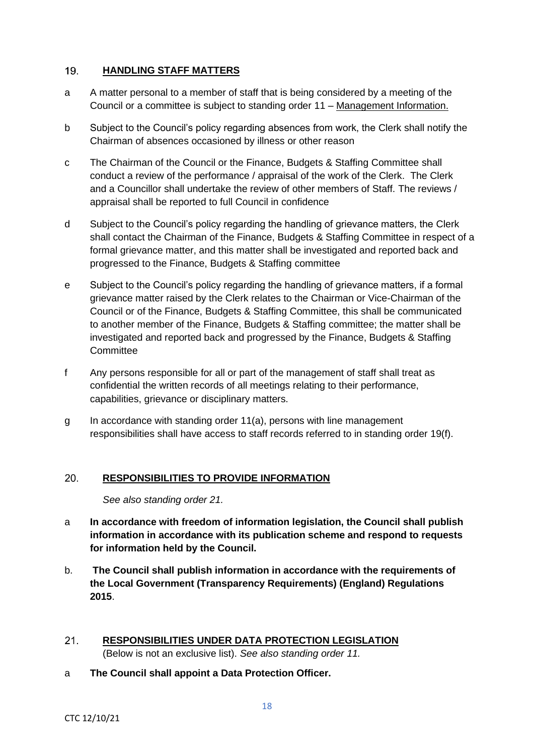## 19. HANDLING STAFF MATTERS

a A matter personal to a member of staff that is being considered by a meeting of the Council or a committee is subject to standing order 11 – Management Information.

b Subject to the Council's policy regarding absences from work, the Clerk shall notify the Chairman of absences occasioned by illness or other reason

c The Chairman of the Council or the Finance, Budgets & Staffing Committee shall conduct a review of the performance / appraisal of the work of the Clerk. The Clerk and a Councillor shall undertake the review of other members of Staff. The reviews / appraisal shall be reported to full Council in confidence

d Subject to the Council's policy regarding the handling of grievance matters, the Clerk shall contact the Chairman of the Finance, Budgets & Staffing Committee in respect of a formal grievance matter, and this matter shall be investigated and reported back and progressed to the Finance, Budgets & Staffing committee

e Subject to the Council's policy regarding the handling of grievance matters, if a formal grievance matter raised by the Clerk relates to the Chairman or Vice-Chairman of the Council or of the Finance, Budgets & Staffing Committee, this shall be communicated to another member of the Finance, Budgets & Staffing committee; the matter shall be investigated and reported back and progressed by the Finance, Budgets & Staffing Committee

f Any persons responsible for all or part of the management of staff shall treat as confidential the written records of all meetings relating to their performance, capabilities, grievance or disciplinary matters.

g In accordance with standing order 11(a), persons with line management responsibilities shall have access to staff records referred to in standing order 19(f).

## 20. RESPONSIBILITIES TO PROVIDE INFORMATION

*See also standing order 21.*

a **In accordance with freedom of information legislation, the Council shall publish information in accordance with its publication scheme and respond to requests for information held by the Council.**

b. **The Council shall publish information in accordance with the requirements of the Local Government (Transparency Requirements) (England) Regulations 2015**.

## 21. RESPONSIBILITIES UNDER DATA PROTECTION LEGISLATION

(Below is not an exclusive list). *See also standing order 11.*

a **The Council shall appoint a Data Protection Officer.**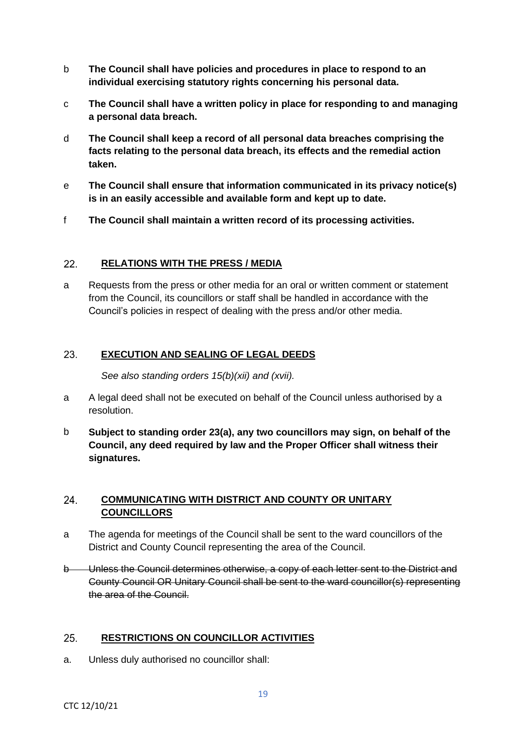b **The Council shall have policies and procedures in place to respond to an individual exercising statutory rights concerning his personal data.**

c **The Council shall have a written policy in place for responding to and managing a personal data breach.**

d **The Council shall keep a record of all personal data breaches comprising the facts relating to the personal data breach, its effects and the remedial action taken.**

e **The Council shall ensure that information communicated in its privacy notice(s) is in an easily accessible and available form and kept up to date.**

f **The Council shall maintain a written record of its processing activities.**

## 22. RELATIONS WITH THE PRESS / MEDIA

a Requests from the press or other media for an oral or written comment or statement from the Council, its councillors or staff shall be handled in accordance with the Council's policies in respect of dealing with the press and/or other media.

## 23. EXECUTION AND SEALING OF LEGAL DEEDS

*See also standing orders 15(b)(xii) and (xvii).*

a A legal deed shall not be executed on behalf of the Council unless authorised by a resolution.

b **Subject to standing order 23(a), any two councillors may sign, on behalf of the Council, any deed required by law and the Proper Officer shall witness their signatures.**

## 24. COMMUNICATING WITH DISTRICT AND COUNTY OR UNITARY COUNCILLORS

a The agenda for meetings of the Council shall be sent to the ward councillors of the District and County Council representing the area of the Council.

~~b Unless the Council determines otherwise, a copy of each letter sent to the District and County Council OR Unitary Council shall be sent to the ward councillor(s) representing the area of the Council.~~

## 25. RESTRICTIONS ON COUNCILLOR ACTIVITIES

a. Unless duly authorised no councillor shall: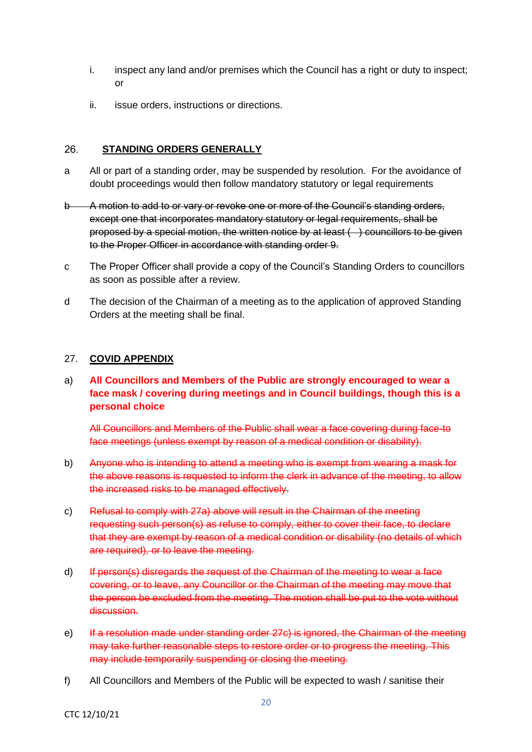i. inspect any land and/or premises which the Council has a right or duty to inspect; or

ii. issue orders, instructions or directions.

## 26. STANDING ORDERS GENERALLY

a All or part of a standing order, may be suspended by resolution. For the avoidance of doubt proceedings would then follow mandatory statutory or legal requirements

~~b A motion to add to or vary or revoke one or more of the Council's standing orders, except one that incorporates mandatory statutory or legal requirements, shall be proposed by a special motion, the written notice by at least ( ) councillors to be given to the Proper Officer in accordance with standing order 9.~~

c The Proper Officer shall provide a copy of the Council's Standing Orders to councillors as soon as possible after a review.

d The decision of the Chairman of a meeting as to the application of approved Standing Orders at the meeting shall be final.

## 27. COVID APPENDIX

a) **All Councillors and Members of the Public are strongly encouraged to wear a face mask / covering during meetings and in Council buildings, though this is a personal choice**

~~All Councillors and Members of the Public shall wear a face covering during face-to face meetings (unless exempt by reason of a medical condition or disability).~~

b) ~~Anyone who is intending to attend a meeting who is exempt from wearing a mask for the above reasons is requested to inform the clerk in advance of the meeting, to allow the increased risks to be managed effectively.~~

c) ~~Refusal to comply with 27a) above will result in the Chairman of the meeting requesting such person(s) as refuse to comply, either to cover their face, to declare that they are exempt by reason of a medical condition or disability (no details of which are required), or to leave the meeting.~~

d) ~~If person(s) disregards the request of the Chairman of the meeting to wear a face covering, or to leave, any Councillor or the Chairman of the meeting may move that the person be excluded from the meeting. The motion shall be put to the vote without discussion.~~

e) ~~If a resolution made under standing order 27c) is ignored, the Chairman of the meeting may take further reasonable steps to restore order or to progress the meeting. This may include temporarily suspending or closing the meeting.~~

f) All Councillors and Members of the Public will be expected to wash / sanitise their

CTC 12/10/21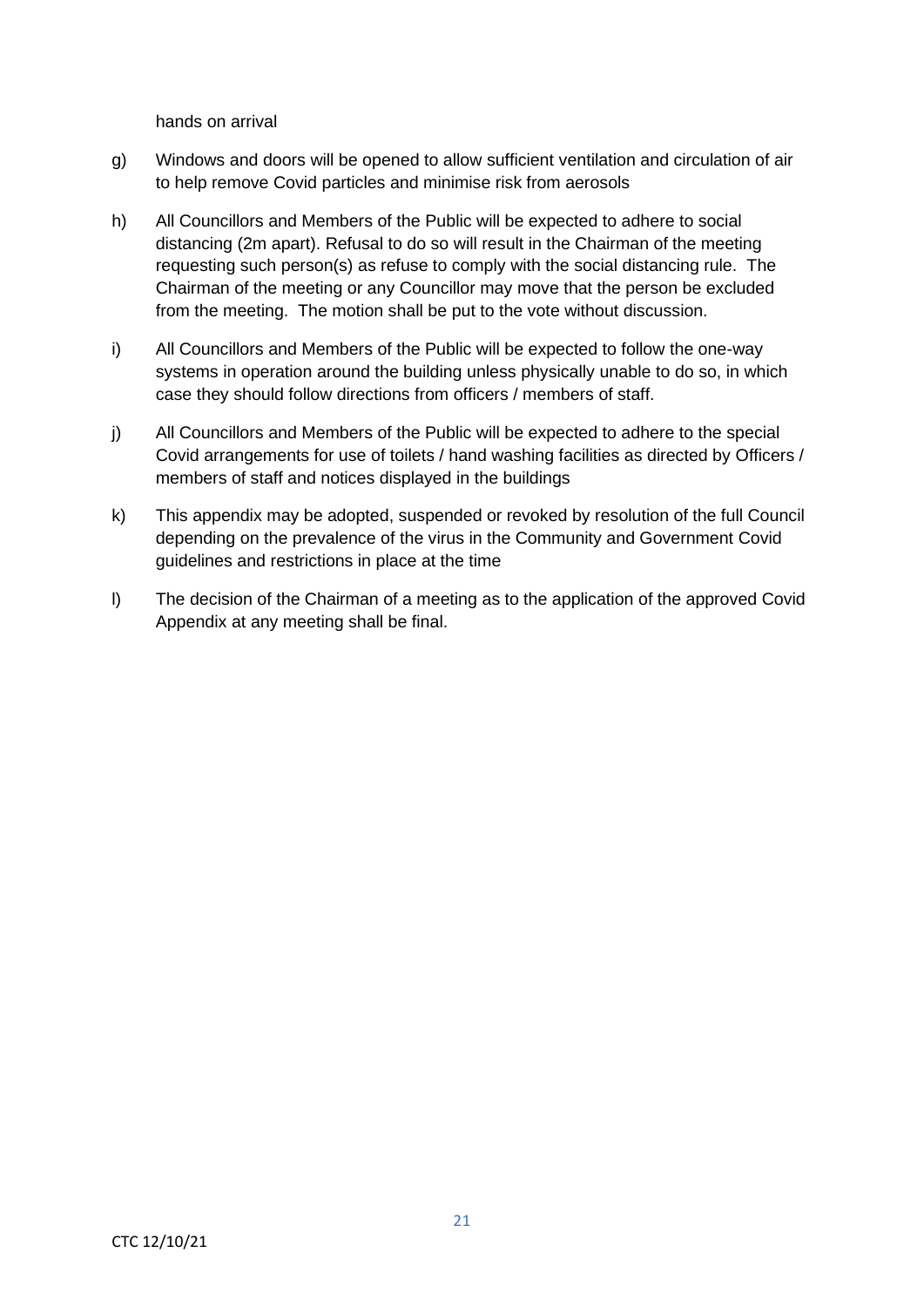hands on arrival

g) Windows and doors will be opened to allow sufficient ventilation and circulation of air to help remove Covid particles and minimise risk from aerosols

h) All Councillors and Members of the Public will be expected to adhere to social distancing (2m apart). Refusal to do so will result in the Chairman of the meeting requesting such person(s) as refuse to comply with the social distancing rule. The Chairman of the meeting or any Councillor may move that the person be excluded from the meeting. The motion shall be put to the vote without discussion.

i) All Councillors and Members of the Public will be expected to follow the one-way systems in operation around the building unless physically unable to do so, in which case they should follow directions from officers / members of staff.

j) All Councillors and Members of the Public will be expected to adhere to the special Covid arrangements for use of toilets / hand washing facilities as directed by Officers / members of staff and notices displayed in the buildings

k) This appendix may be adopted, suspended or revoked by resolution of the full Council depending on the prevalence of the virus in the Community and Government Covid guidelines and restrictions in place at the time

l) The decision of the Chairman of a meeting as to the application of the approved Covid Appendix at any meeting shall be final.